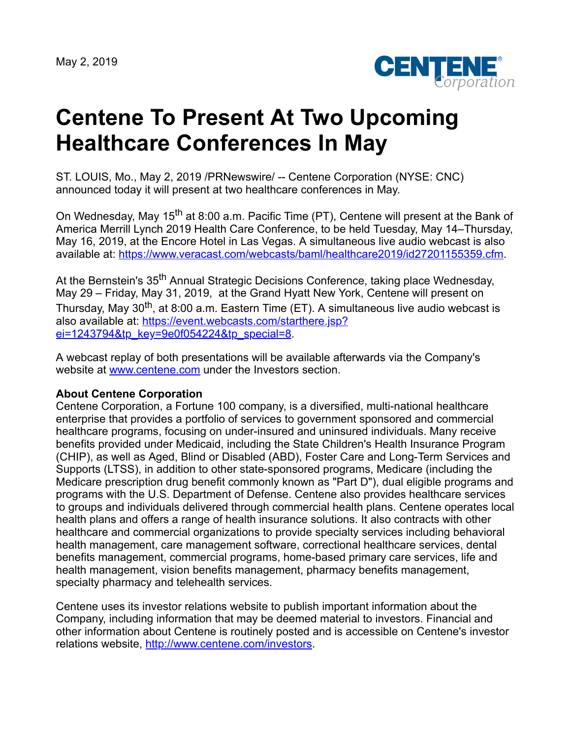May 2, 2019

# Centene To Present At Two Upcoming Healthcare Conferences In May

ST. LOUIS, Mo., May 2, 2019 /PRNewswire/ -- Centene Corporation (NYSE: CNC) announced today it will present at two healthcare conferences in May.

On Wednesday, May 15th at 8:00 a.m. Pacific Time (PT), Centene will present at the Bank of America Merrill Lynch 2019 Health Care Conference, to be held Tuesday, May 14–Thursday, May 16, 2019, at the Encore Hotel in Las Vegas. A simultaneous live audio webcast is also available at: https://www.veracast.com/webcasts/baml/healthcare2019/id27201155359.cfm.

At the Bernstein's 35th Annual Strategic Decisions Conference, taking place Wednesday, May 29 – Friday, May 31, 2019, at the Grand Hyatt New York, Centene will present on Thursday, May 30th, at 8:00 a.m. Eastern Time (ET). A simultaneous live audio webcast is also available at: https://event.webcasts.com/starthere.jsp?ei=1243794&tp_key=9e0f054224&tp_special=8.

A webcast replay of both presentations will be available afterwards via the Company's website at www.centene.com under the Investors section.

**About Centene Corporation**

Centene Corporation, a Fortune 100 company, is a diversified, multi-national healthcare enterprise that provides a portfolio of services to government sponsored and commercial healthcare programs, focusing on under-insured and uninsured individuals. Many receive benefits provided under Medicaid, including the State Children's Health Insurance Program (CHIP), as well as Aged, Blind or Disabled (ABD), Foster Care and Long-Term Services and Supports (LTSS), in addition to other state-sponsored programs, Medicare (including the Medicare prescription drug benefit commonly known as "Part D"), dual eligible programs and programs with the U.S. Department of Defense. Centene also provides healthcare services to groups and individuals delivered through commercial health plans. Centene operates local health plans and offers a range of health insurance solutions. It also contracts with other healthcare and commercial organizations to provide specialty services including behavioral health management, care management software, correctional healthcare services, dental benefits management, commercial programs, home-based primary care services, life and health management, vision benefits management, pharmacy benefits management, specialty pharmacy and telehealth services.

Centene uses its investor relations website to publish important information about the Company, including information that may be deemed material to investors. Financial and other information about Centene is routinely posted and is accessible on Centene's investor relations website, http://www.centene.com/investors.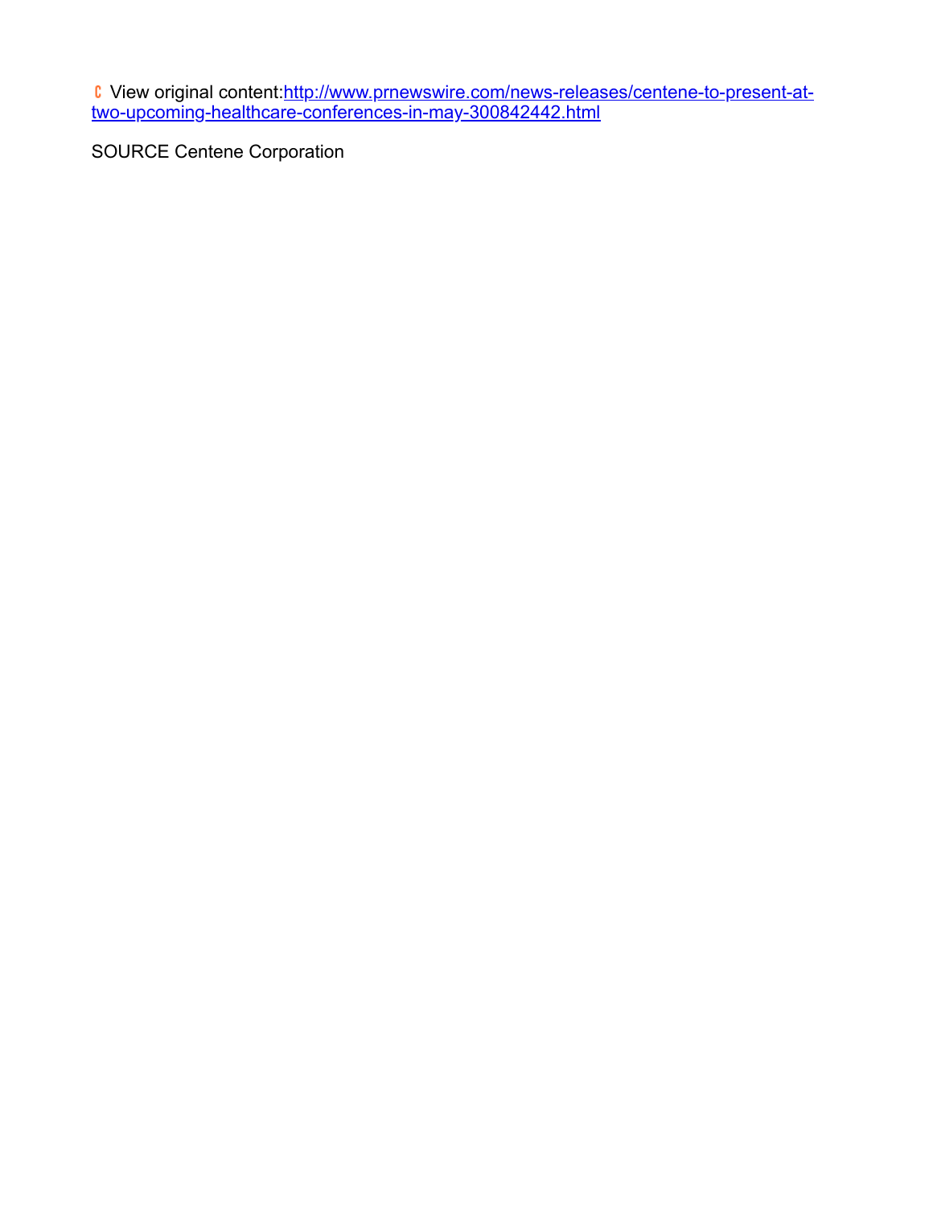View original content:[http://www.prnewswire.com/news-releases/centene-to-present-at-two-upcoming-healthcare-conferences-in-may-300842442.html](http://www.prnewswire.com/news-releases/centene-to-present-at-two-upcoming-healthcare-conferences-in-may-300842442.html)

SOURCE Centene Corporation